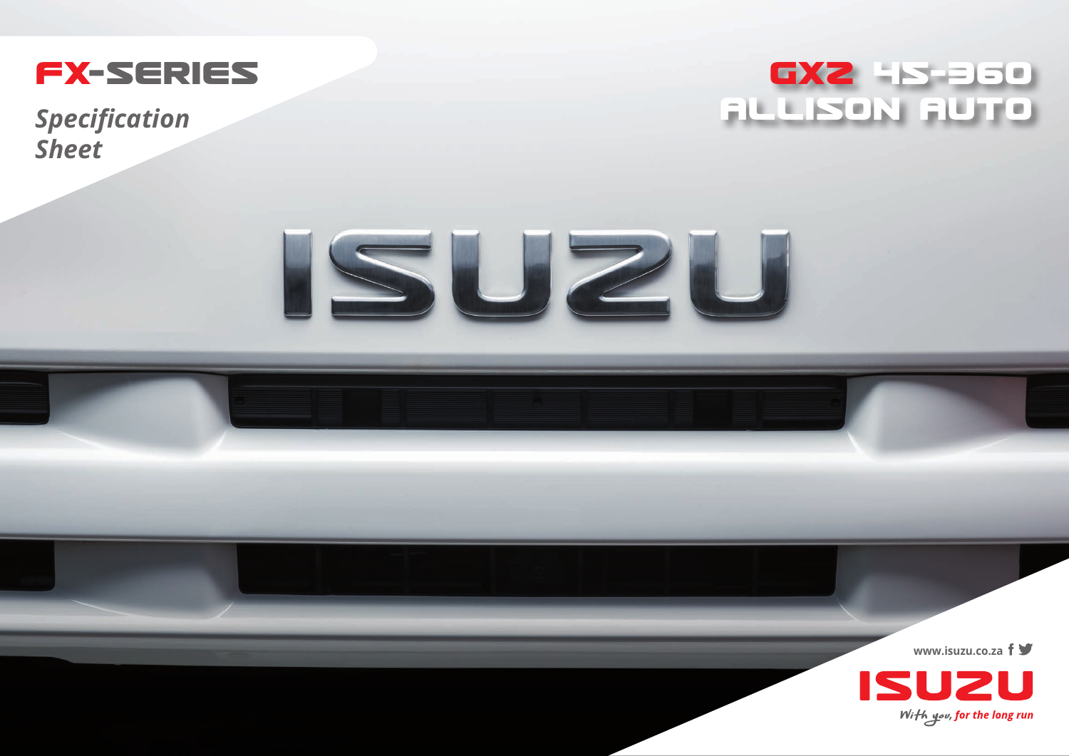# FX-SERIES

*Specification Sheet*

# GXZ 45-360 ALLISON AUTO

ISUZU

www.isuzu.co.za

ISUZU

*With you, for the long run*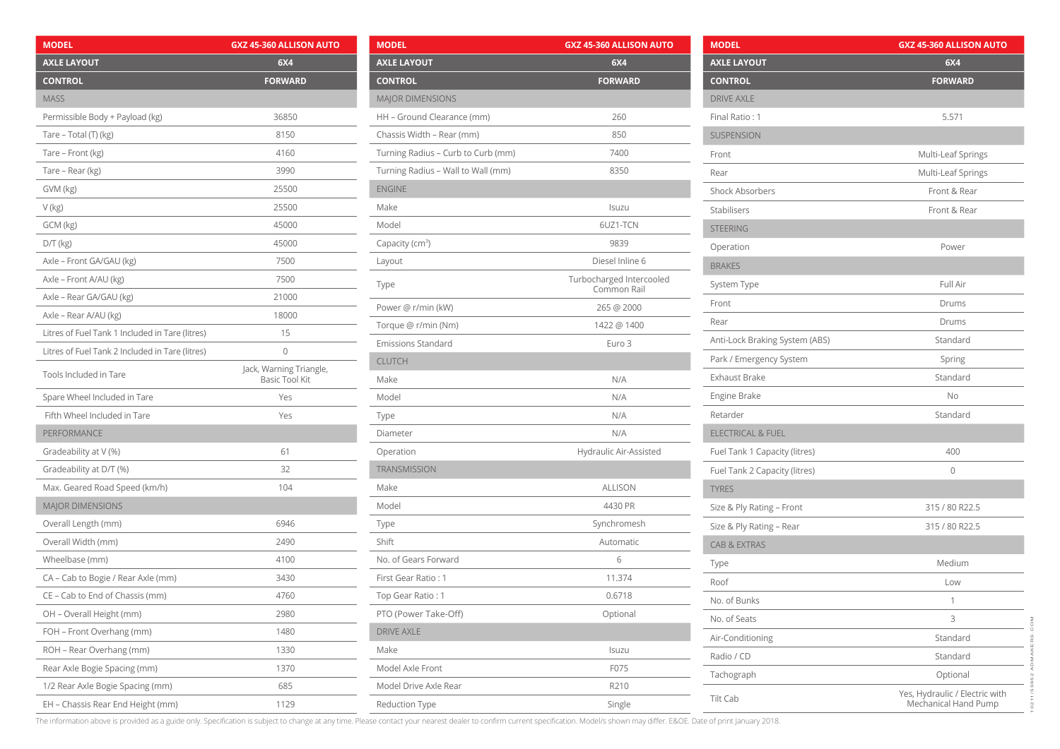| MODEL | GXZ 45-360 ALLISON AUTO |
|---|---|
| AXLE LAYOUT | 6X4 |
| CONTROL | FORWARD |
| MASS | |
| Permissible Body + Payload (kg) | 36850 |
| Tare – Total (T) (kg) | 8150 |
| Tare – Front (kg) | 4160 |
| Tare – Rear (kg) | 3990 |
| GVM (kg) | 25500 |
| V (kg) | 25500 |
| GCM (kg) | 45000 |
| D/T (kg) | 45000 |
| Axle – Front GA/GAU (kg) | 7500 |
| Axle – Front A/AU (kg) | 7500 |
| Axle – Rear GA/GAU (kg) | 21000 |
| Axle – Rear A/AU (kg) | 18000 |
| Litres of Fuel Tank 1 Included in Tare (litres) | 15 |
| Litres of Fuel Tank 2 Included in Tare (litres) | 0 |
| Tools Included in Tare | Jack, Warning Triangle, Basic Tool Kit |
| Spare Wheel Included in Tare | Yes |
| Fifth Wheel Included in Tare | Yes |
| PERFORMANCE | |
| Gradeability at V (%) | 61 |
| Gradeability at D/T (%) | 32 |
| Max. Geared Road Speed (km/h) | 104 |
| MAJOR DIMENSIONS | |
| Overall Length (mm) | 6946 |
| Overall Width (mm) | 2490 |
| Wheelbase (mm) | 4100 |
| CA – Cab to Bogie / Rear Axle (mm) | 3430 |
| CE – Cab to End of Chassis (mm) | 4760 |
| OH – Overall Height (mm) | 2980 |
| FOH – Front Overhang (mm) | 1480 |
| ROH – Rear Overhang (mm) | 1330 |
| Rear Axle Bogie Spacing (mm) | 1370 |
| 1/2 Rear Axle Bogie Spacing (mm) | 685 |
| EH – Chassis Rear End Height (mm) | 1129 |

| MODEL | GXZ 45-360 ALLISON AUTO |
|---|---|
| AXLE LAYOUT | 6X4 |
| CONTROL | FORWARD |
| MAJOR DIMENSIONS | |
| HH – Ground Clearance (mm) | 260 |
| Chassis Width – Rear (mm) | 850 |
| Turning Radius – Curb to Curb (mm) | 7400 |
| Turning Radius – Wall to Wall (mm) | 8350 |
| ENGINE | |
| Make | Isuzu |
| Model | 6UZ1-TCN |
| Capacity (cm$^3$) | 9839 |
| Layout | Diesel Inline 6 |
| Type | Turbocharged Intercooled Common Rail |
| Power @ r/min (kW) | 265 @ 2000 |
| Torque @ r/min (Nm) | 1422 @ 1400 |
| Emissions Standard | Euro 3 |
| CLUTCH | |
| Make | N/A |
| Model | N/A |
| Type | N/A |
| Diameter | N/A |
| Operation | Hydraulic Air-Assisted |
| TRANSMISSION | |
| Make | ALLISON |
| Model | 4430 PR |
| Type | Synchromesh |
| Shift | Automatic |
| No. of Gears Forward | 6 |
| First Gear Ratio : 1 | 11.374 |
| Top Gear Ratio : 1 | 0.6718 |
| PTO (Power Take-Off) | Optional |
| DRIVE AXLE | |
| Make | Isuzu |
| Model Axle Front | F075 |
| Model Drive Axle Rear | R210 |
| Reduction Type | Single |

| MODEL | GXZ 45-360 ALLISON AUTO |
|---|---|
| AXLE LAYOUT | 6X4 |
| CONTROL | FORWARD |
| DRIVE AXLE | |
| Final Ratio : 1 | 5.571 |
| SUSPENSION | |
| Front | Multi-Leaf Springs |
| Rear | Multi-Leaf Springs |
| Shock Absorbers | Front & Rear |
| Stabilisers | Front & Rear |
| STEERING | |
| Operation | Power |
| BRAKES | |
| System Type | Full Air |
| Front | Drums |
| Rear | Drums |
| Anti-Lock Braking System (ABS) | Standard |
| Park / Emergency System | Spring |
| Exhaust Brake | Standard |
| Engine Brake | No |
| Retarder | Standard |
| ELECTRICAL & FUEL | |
| Fuel Tank 1 Capacity (litres) | 400 |
| Fuel Tank 2 Capacity (litres) | 0 |
| TYRES | |
| Size & Ply Rating – Front | 315 / 80 R22.5 |
| Size & Ply Rating – Rear | 315 / 80 R22.5 |
| CAB & EXTRAS | |
| Type | Medium |
| Roof | Low |
| No. of Bunks | 1 |
| No. of Seats | 3 |
| Air-Conditioning | Standard |
| Radio / CD | Standard |
| Tachograph | Optional |
| Tilt Cab | Yes, Hydraulic / Electric with Mechanical Hand Pump |

The information above is provided as a guide only. Specification is subject to change at any time. Please contact your nearest dealer to confirm current specification. Model/s shown may differ. E&OE. Date of print January 2018.